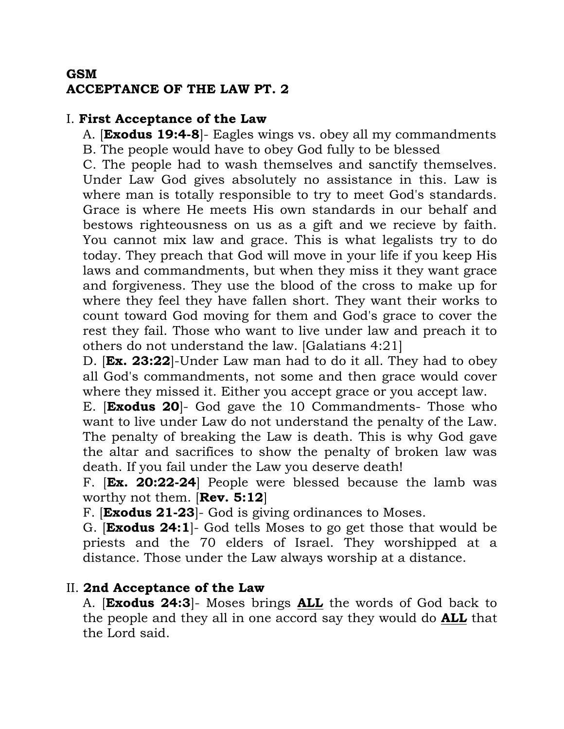**GSM**
**ACCEPTANCE OF THE LAW PT. 2**

I. **First Acceptance of the Law**

A. [**Exodus 19:4-8**]- Eagles wings vs. obey all my commandments

B. The people would have to obey God fully to be blessed

C. The people had to wash themselves and sanctify themselves. Under Law God gives absolutely no assistance in this. Law is where man is totally responsible to try to meet God's standards. Grace is where He meets His own standards in our behalf and bestows righteousness on us as a gift and we recieve by faith. You cannot mix law and grace. This is what legalists try to do today. They preach that God will move in your life if you keep His laws and commandments, but when they miss it they want grace and forgiveness. They use the blood of the cross to make up for where they feel they have fallen short. They want their works to count toward God moving for them and God's grace to cover the rest they fail. Those who want to live under law and preach it to others do not understand the law. [Galatians 4:21]

D. [**Ex. 23:22**]-Under Law man had to do it all. They had to obey all God's commandments, not some and then grace would cover where they missed it. Either you accept grace or you accept law.

E. [**Exodus 20**]- God gave the 10 Commandments- Those who want to live under Law do not understand the penalty of the Law. The penalty of breaking the Law is death. This is why God gave the altar and sacrifices to show the penalty of broken law was death. If you fail under the Law you deserve death!

F. [**Ex. 20:22-24**] People were blessed because the lamb was worthy not them. [**Rev. 5:12**]

F. [**Exodus 21-23**]- God is giving ordinances to Moses.

G. [**Exodus 24:1**]- God tells Moses to go get those that would be priests and the 70 elders of Israel. They worshipped at a distance. Those under the Law always worship at a distance.

II. **2nd Acceptance of the Law**

A. [**Exodus 24:3**]- Moses brings <u>**ALL**</u> the words of God back to the people and they all in one accord say they would do <u>**ALL**</u> that the Lord said.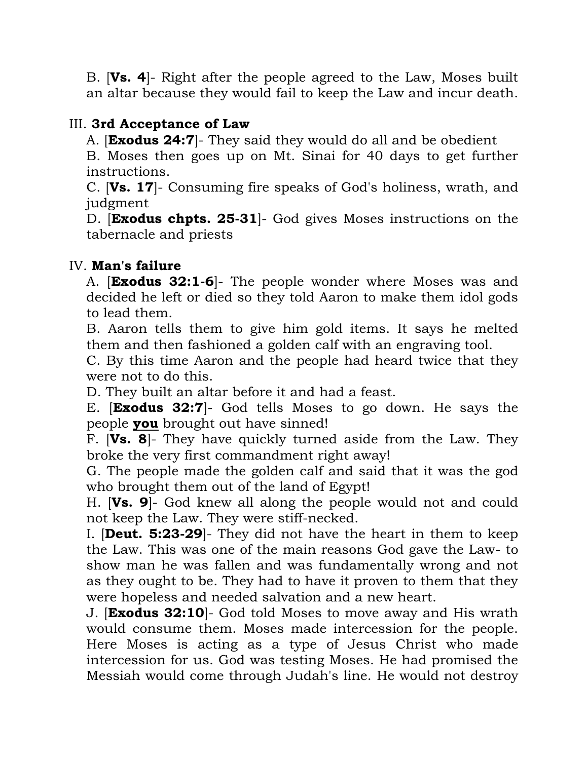B. [**Vs. 4**]- Right after the people agreed to the Law, Moses built an altar because they would fail to keep the Law and incur death.

III. **3rd Acceptance of Law**

A. [**Exodus 24:7**]- They said they would do all and be obedient

B. Moses then goes up on Mt. Sinai for 40 days to get further instructions.

C. [**Vs. 17**]- Consuming fire speaks of God's holiness, wrath, and judgment

D. [**Exodus chpts. 25-31**]- God gives Moses instructions on the tabernacle and priests

IV. **Man's failure**

A. [**Exodus 32:1-6**]- The people wonder where Moses was and decided he left or died so they told Aaron to make them idol gods to lead them.

B. Aaron tells them to give him gold items. It says he melted them and then fashioned a golden calf with an engraving tool.

C. By this time Aaron and the people had heard twice that they were not to do this.

D. They built an altar before it and had a feast.

E. [**Exodus 32:7**]- God tells Moses to go down. He says the people **<u>you</u>** brought out have sinned!

F. [**Vs. 8**]- They have quickly turned aside from the Law. They broke the very first commandment right away!

G. The people made the golden calf and said that it was the god who brought them out of the land of Egypt!

H. [**Vs. 9**]- God knew all along the people would not and could not keep the Law. They were stiff-necked.

I. [**Deut. 5:23-29**]- They did not have the heart in them to keep the Law. This was one of the main reasons God gave the Law- to show man he was fallen and was fundamentally wrong and not as they ought to be. They had to have it proven to them that they were hopeless and needed salvation and a new heart.

J. [**Exodus 32:10**]- God told Moses to move away and His wrath would consume them. Moses made intercession for the people. Here Moses is acting as a type of Jesus Christ who made intercession for us. God was testing Moses. He had promised the Messiah would come through Judah's line. He would not destroy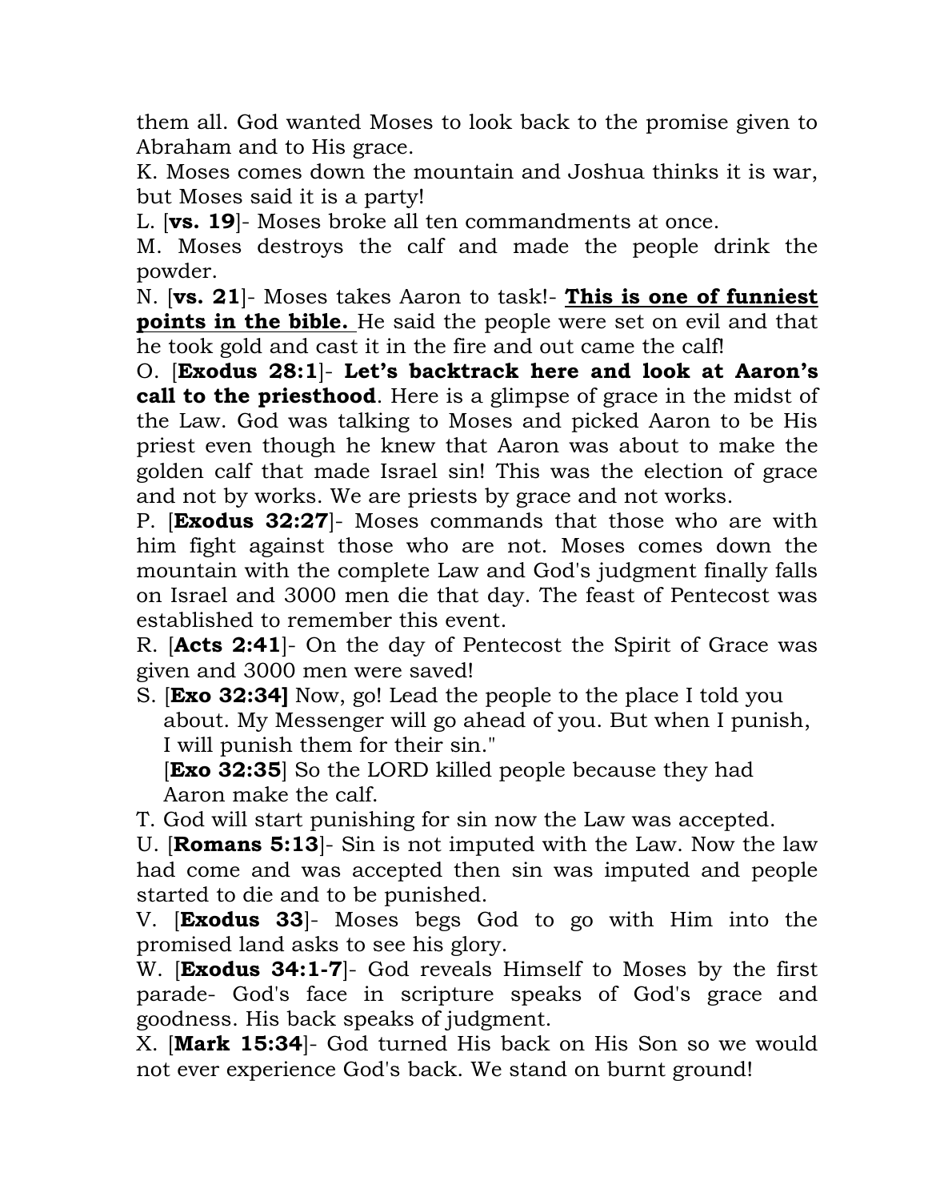them all. God wanted Moses to look back to the promise given to Abraham and to His grace.

K. Moses comes down the mountain and Joshua thinks it is war, but Moses said it is a party!

L. [**vs. 19**]- Moses broke all ten commandments at once.

M. Moses destroys the calf and made the people drink the powder.

N. [**vs. 21**]- Moses takes Aaron to task!- **<u>This is one of funniest points in the bible.</u>** He said the people were set on evil and that he took gold and cast it in the fire and out came the calf!

O. [**Exodus 28:1**]- **Let's backtrack here and look at Aaron's call to the priesthood**. Here is a glimpse of grace in the midst of the Law. God was talking to Moses and picked Aaron to be His priest even though he knew that Aaron was about to make the golden calf that made Israel sin! This was the election of grace and not by works. We are priests by grace and not works.

P. [**Exodus 32:27**]- Moses commands that those who are with him fight against those who are not. Moses comes down the mountain with the complete Law and God's judgment finally falls on Israel and 3000 men die that day. The feast of Pentecost was established to remember this event.

R. [**Acts 2:41**]- On the day of Pentecost the Spirit of Grace was given and 3000 men were saved!

S. [**Exo 32:34]** Now, go! Lead the people to the place I told you about. My Messenger will go ahead of you. But when I punish, I will punish them for their sin."
[**Exo 32:35**] So the LORD killed people because they had Aaron make the calf.

T. God will start punishing for sin now the Law was accepted.

U. [**Romans 5:13**]- Sin is not imputed with the Law. Now the law had come and was accepted then sin was imputed and people started to die and to be punished.

V. [**Exodus 33**]- Moses begs God to go with Him into the promised land asks to see his glory.

W. [**Exodus 34:1-7**]- God reveals Himself to Moses by the first parade- God's face in scripture speaks of God's grace and goodness. His back speaks of judgment.

X. [**Mark 15:34**]- God turned His back on His Son so we would not ever experience God's back. We stand on burnt ground!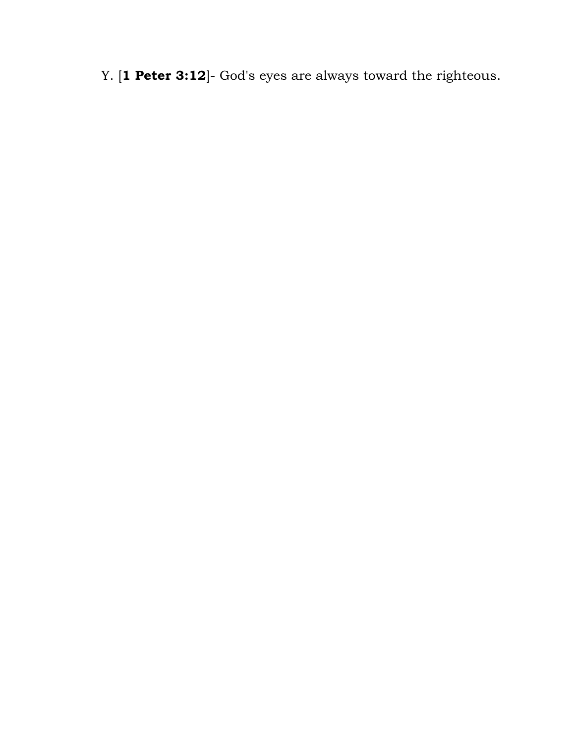Y. [**1 Peter 3:12**]- God's eyes are always toward the righteous.